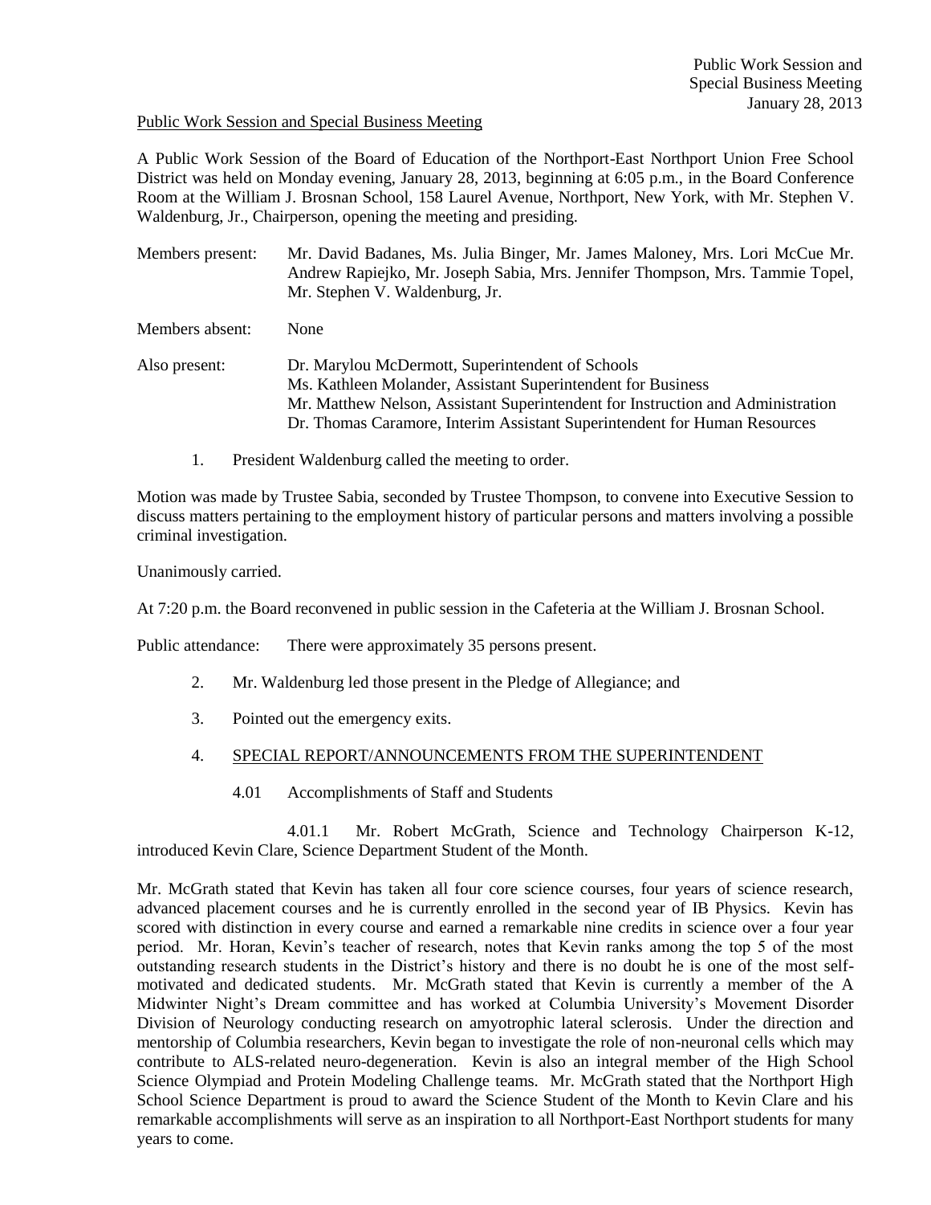Public Work Session and Special Business Meeting

A Public Work Session of the Board of Education of the Northport-East Northport Union Free School District was held on Monday evening, January 28, 2013, beginning at 6:05 p.m., in the Board Conference Room at the William J. Brosnan School, 158 Laurel Avenue, Northport, New York, with Mr. Stephen V. Waldenburg, Jr., Chairperson, opening the meeting and presiding.

Members present: Mr. David Badanes, Ms. Julia Binger, Mr. James Maloney, Mrs. Lori McCue Mr. Andrew Rapiejko, Mr. Joseph Sabia, Mrs. Jennifer Thompson, Mrs. Tammie Topel, Mr. Stephen V. Waldenburg, Jr.

Members absent: None

Also present: Dr. Marylou McDermott, Superintendent of Schools
Ms. Kathleen Molander, Assistant Superintendent for Business
Mr. Matthew Nelson, Assistant Superintendent for Instruction and Administration
Dr. Thomas Caramore, Interim Assistant Superintendent for Human Resources

1. President Waldenburg called the meeting to order.

Motion was made by Trustee Sabia, seconded by Trustee Thompson, to convene into Executive Session to discuss matters pertaining to the employment history of particular persons and matters involving a possible criminal investigation.

Unanimously carried.

At 7:20 p.m. the Board reconvened in public session in the Cafeteria at the William J. Brosnan School.

Public attendance: There were approximately 35 persons present.

2. Mr. Waldenburg led those present in the Pledge of Allegiance; and

3. Pointed out the emergency exits.

4. SPECIAL REPORT/ANNOUNCEMENTS FROM THE SUPERINTENDENT

4.01 Accomplishments of Staff and Students

4.01.1 Mr. Robert McGrath, Science and Technology Chairperson K-12, introduced Kevin Clare, Science Department Student of the Month.

Mr. McGrath stated that Kevin has taken all four core science courses, four years of science research, advanced placement courses and he is currently enrolled in the second year of IB Physics. Kevin has scored with distinction in every course and earned a remarkable nine credits in science over a four year period. Mr. Horan, Kevin's teacher of research, notes that Kevin ranks among the top 5 of the most outstanding research students in the District's history and there is no doubt he is one of the most self-motivated and dedicated students. Mr. McGrath stated that Kevin is currently a member of the A Midwinter Night's Dream committee and has worked at Columbia University's Movement Disorder Division of Neurology conducting research on amyotrophic lateral sclerosis. Under the direction and mentorship of Columbia researchers, Kevin began to investigate the role of non-neuronal cells which may contribute to ALS-related neuro-degeneration. Kevin is also an integral member of the High School Science Olympiad and Protein Modeling Challenge teams. Mr. McGrath stated that the Northport High School Science Department is proud to award the Science Student of the Month to Kevin Clare and his remarkable accomplishments will serve as an inspiration to all Northport-East Northport students for many years to come.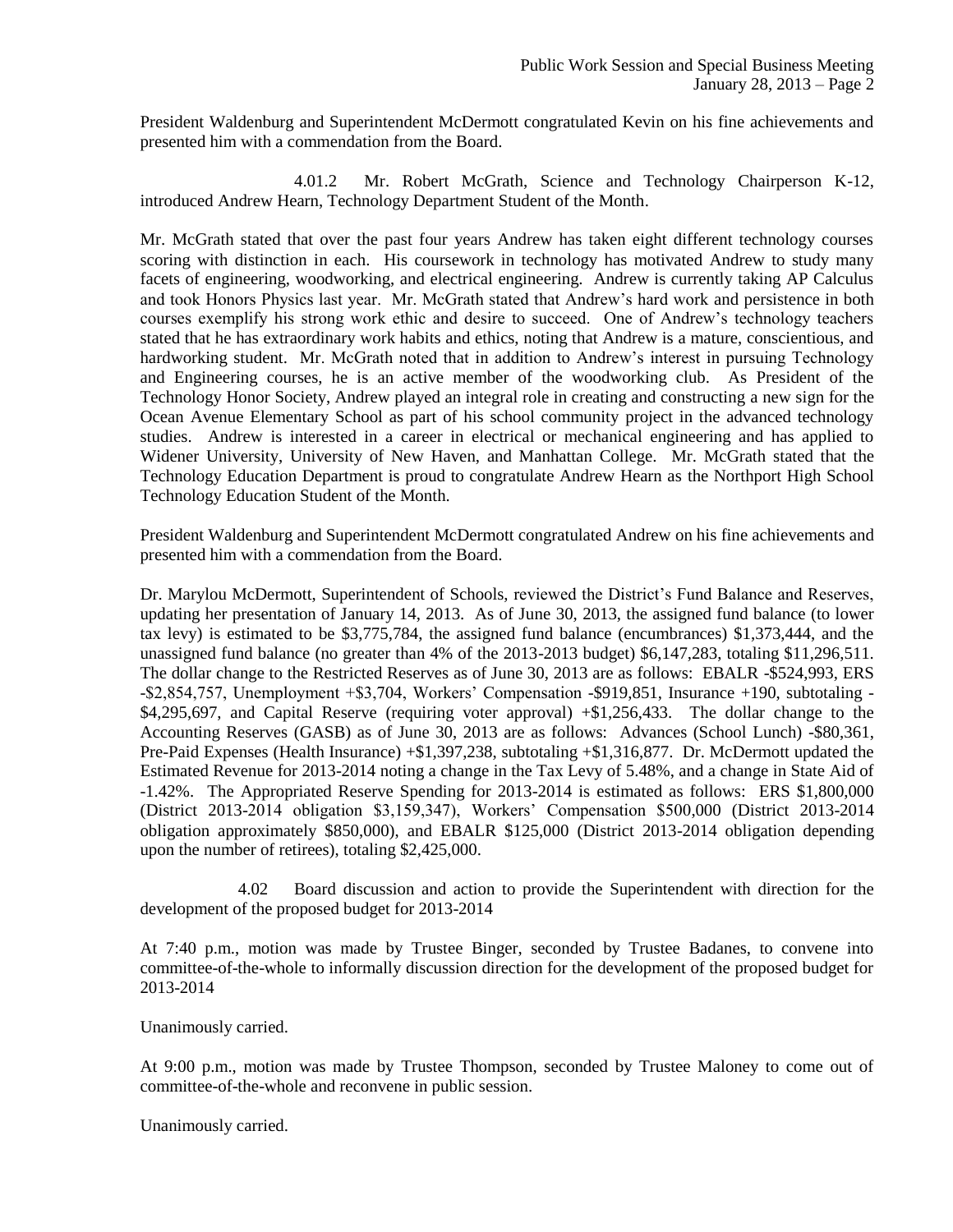President Waldenburg and Superintendent McDermott congratulated Kevin on his fine achievements and presented him with a commendation from the Board.

4.01.2 Mr. Robert McGrath, Science and Technology Chairperson K-12, introduced Andrew Hearn, Technology Department Student of the Month.

Mr. McGrath stated that over the past four years Andrew has taken eight different technology courses scoring with distinction in each. His coursework in technology has motivated Andrew to study many facets of engineering, woodworking, and electrical engineering. Andrew is currently taking AP Calculus and took Honors Physics last year. Mr. McGrath stated that Andrew's hard work and persistence in both courses exemplify his strong work ethic and desire to succeed. One of Andrew's technology teachers stated that he has extraordinary work habits and ethics, noting that Andrew is a mature, conscientious, and hardworking student. Mr. McGrath noted that in addition to Andrew's interest in pursuing Technology and Engineering courses, he is an active member of the woodworking club. As President of the Technology Honor Society, Andrew played an integral role in creating and constructing a new sign for the Ocean Avenue Elementary School as part of his school community project in the advanced technology studies. Andrew is interested in a career in electrical or mechanical engineering and has applied to Widener University, University of New Haven, and Manhattan College. Mr. McGrath stated that the Technology Education Department is proud to congratulate Andrew Hearn as the Northport High School Technology Education Student of the Month.

President Waldenburg and Superintendent McDermott congratulated Andrew on his fine achievements and presented him with a commendation from the Board.

Dr. Marylou McDermott, Superintendent of Schools, reviewed the District's Fund Balance and Reserves, updating her presentation of January 14, 2013. As of June 30, 2013, the assigned fund balance (to lower tax levy) is estimated to be $3,775,784, the assigned fund balance (encumbrances) $1,373,444, and the unassigned fund balance (no greater than 4% of the 2013-2013 budget) $6,147,283, totaling $11,296,511. The dollar change to the Restricted Reserves as of June 30, 2013 are as follows: EBALR -$524,993, ERS -$2,854,757, Unemployment +$3,704, Workers' Compensation -$919,851, Insurance +190, subtotaling -$4,295,697, and Capital Reserve (requiring voter approval) +$1,256,433. The dollar change to the Accounting Reserves (GASB) as of June 30, 2013 are as follows: Advances (School Lunch) -$80,361, Pre-Paid Expenses (Health Insurance) +$1,397,238, subtotaling +$1,316,877. Dr. McDermott updated the Estimated Revenue for 2013-2014 noting a change in the Tax Levy of 5.48%, and a change in State Aid of -1.42%. The Appropriated Reserve Spending for 2013-2014 is estimated as follows: ERS $1,800,000 (District 2013-2014 obligation $3,159,347), Workers' Compensation $500,000 (District 2013-2014 obligation approximately $850,000), and EBALR $125,000 (District 2013-2014 obligation depending upon the number of retirees), totaling $2,425,000.

4.02 Board discussion and action to provide the Superintendent with direction for the development of the proposed budget for 2013-2014

At 7:40 p.m., motion was made by Trustee Binger, seconded by Trustee Badanes, to convene into committee-of-the-whole to informally discussion direction for the development of the proposed budget for 2013-2014

Unanimously carried.

At 9:00 p.m., motion was made by Trustee Thompson, seconded by Trustee Maloney to come out of committee-of-the-whole and reconvene in public session.

Unanimously carried.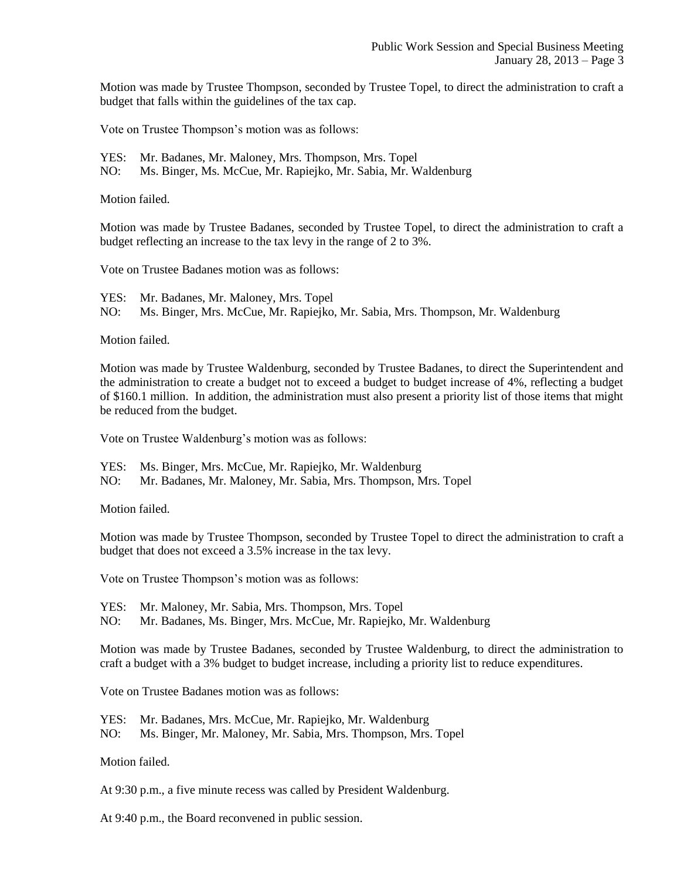Motion was made by Trustee Thompson, seconded by Trustee Topel, to direct the administration to craft a budget that falls within the guidelines of the tax cap.

Vote on Trustee Thompson's motion was as follows:

YES: Mr. Badanes, Mr. Maloney, Mrs. Thompson, Mrs. Topel
NO: Ms. Binger, Ms. McCue, Mr. Rapiejko, Mr. Sabia, Mr. Waldenburg

Motion failed.

Motion was made by Trustee Badanes, seconded by Trustee Topel, to direct the administration to craft a budget reflecting an increase to the tax levy in the range of 2 to 3%.

Vote on Trustee Badanes motion was as follows:

YES: Mr. Badanes, Mr. Maloney, Mrs. Topel
NO: Ms. Binger, Mrs. McCue, Mr. Rapiejko, Mr. Sabia, Mrs. Thompson, Mr. Waldenburg

Motion failed.

Motion was made by Trustee Waldenburg, seconded by Trustee Badanes, to direct the Superintendent and the administration to create a budget not to exceed a budget to budget increase of 4%, reflecting a budget of $160.1 million. In addition, the administration must also present a priority list of those items that might be reduced from the budget.

Vote on Trustee Waldenburg's motion was as follows:

YES: Ms. Binger, Mrs. McCue, Mr. Rapiejko, Mr. Waldenburg
NO: Mr. Badanes, Mr. Maloney, Mr. Sabia, Mrs. Thompson, Mrs. Topel

Motion failed.

Motion was made by Trustee Thompson, seconded by Trustee Topel to direct the administration to craft a budget that does not exceed a 3.5% increase in the tax levy.

Vote on Trustee Thompson's motion was as follows:

YES: Mr. Maloney, Mr. Sabia, Mrs. Thompson, Mrs. Topel
NO: Mr. Badanes, Ms. Binger, Mrs. McCue, Mr. Rapiejko, Mr. Waldenburg

Motion was made by Trustee Badanes, seconded by Trustee Waldenburg, to direct the administration to craft a budget with a 3% budget to budget increase, including a priority list to reduce expenditures.

Vote on Trustee Badanes motion was as follows:

YES: Mr. Badanes, Mrs. McCue, Mr. Rapiejko, Mr. Waldenburg
NO: Ms. Binger, Mr. Maloney, Mr. Sabia, Mrs. Thompson, Mrs. Topel

Motion failed.

At 9:30 p.m., a five minute recess was called by President Waldenburg.

At 9:40 p.m., the Board reconvened in public session.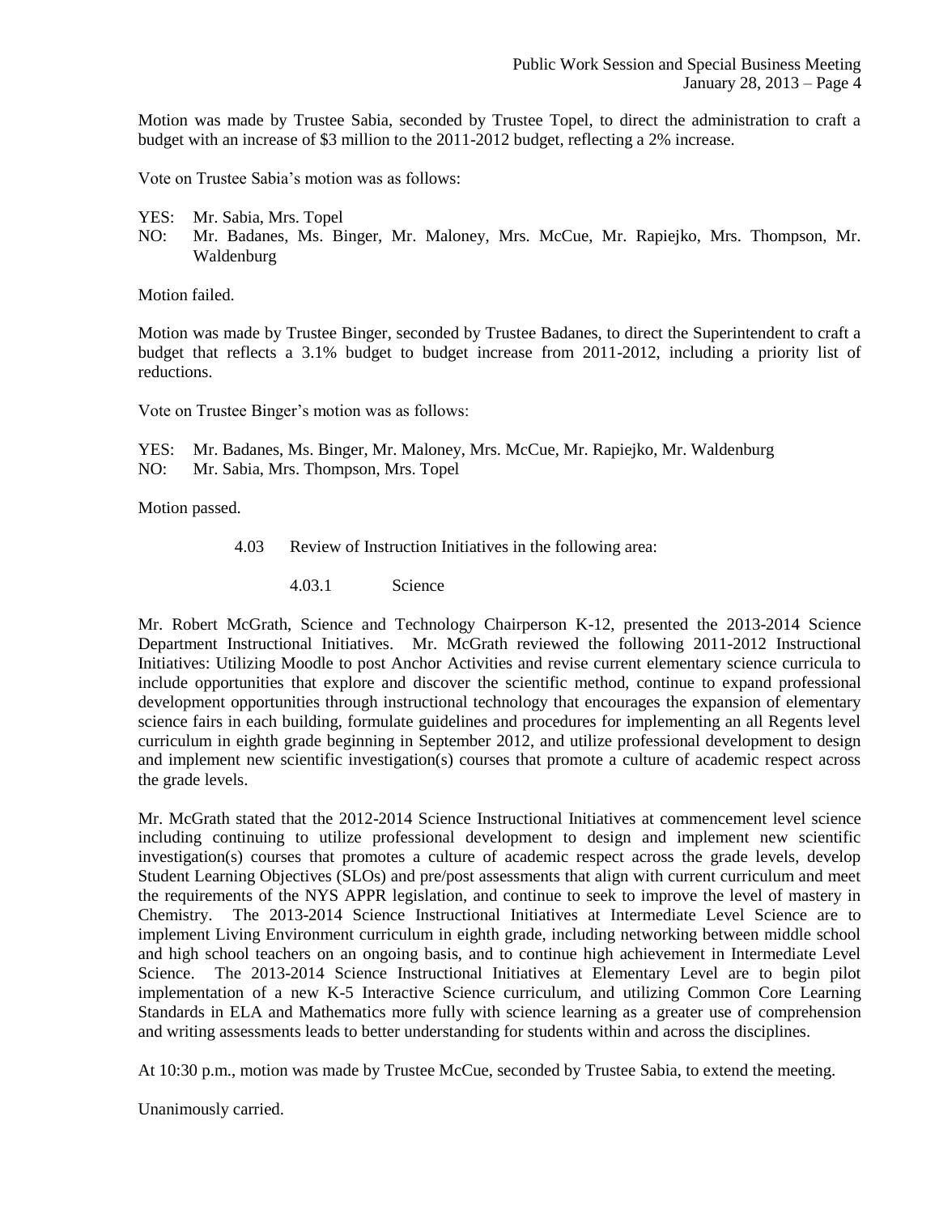Motion was made by Trustee Sabia, seconded by Trustee Topel, to direct the administration to craft a budget with an increase of $3 million to the 2011-2012 budget, reflecting a 2% increase.

Vote on Trustee Sabia's motion was as follows:

YES: Mr. Sabia, Mrs. Topel
NO: Mr. Badanes, Ms. Binger, Mr. Maloney, Mrs. McCue, Mr. Rapiejko, Mrs. Thompson, Mr. Waldenburg

Motion failed.

Motion was made by Trustee Binger, seconded by Trustee Badanes, to direct the Superintendent to craft a budget that reflects a 3.1% budget to budget increase from 2011-2012, including a priority list of reductions.

Vote on Trustee Binger's motion was as follows:

YES: Mr. Badanes, Ms. Binger, Mr. Maloney, Mrs. McCue, Mr. Rapiejko, Mr. Waldenburg
NO: Mr. Sabia, Mrs. Thompson, Mrs. Topel

Motion passed.

4.03 Review of Instruction Initiatives in the following area:

4.03.1 Science

Mr. Robert McGrath, Science and Technology Chairperson K-12, presented the 2013-2014 Science Department Instructional Initiatives. Mr. McGrath reviewed the following 2011-2012 Instructional Initiatives: Utilizing Moodle to post Anchor Activities and revise current elementary science curricula to include opportunities that explore and discover the scientific method, continue to expand professional development opportunities through instructional technology that encourages the expansion of elementary science fairs in each building, formulate guidelines and procedures for implementing an all Regents level curriculum in eighth grade beginning in September 2012, and utilize professional development to design and implement new scientific investigation(s) courses that promote a culture of academic respect across the grade levels.

Mr. McGrath stated that the 2012-2014 Science Instructional Initiatives at commencement level science including continuing to utilize professional development to design and implement new scientific investigation(s) courses that promotes a culture of academic respect across the grade levels, develop Student Learning Objectives (SLOs) and pre/post assessments that align with current curriculum and meet the requirements of the NYS APPR legislation, and continue to seek to improve the level of mastery in Chemistry. The 2013-2014 Science Instructional Initiatives at Intermediate Level Science are to implement Living Environment curriculum in eighth grade, including networking between middle school and high school teachers on an ongoing basis, and to continue high achievement in Intermediate Level Science. The 2013-2014 Science Instructional Initiatives at Elementary Level are to begin pilot implementation of a new K-5 Interactive Science curriculum, and utilizing Common Core Learning Standards in ELA and Mathematics more fully with science learning as a greater use of comprehension and writing assessments leads to better understanding for students within and across the disciplines.

At 10:30 p.m., motion was made by Trustee McCue, seconded by Trustee Sabia, to extend the meeting.

Unanimously carried.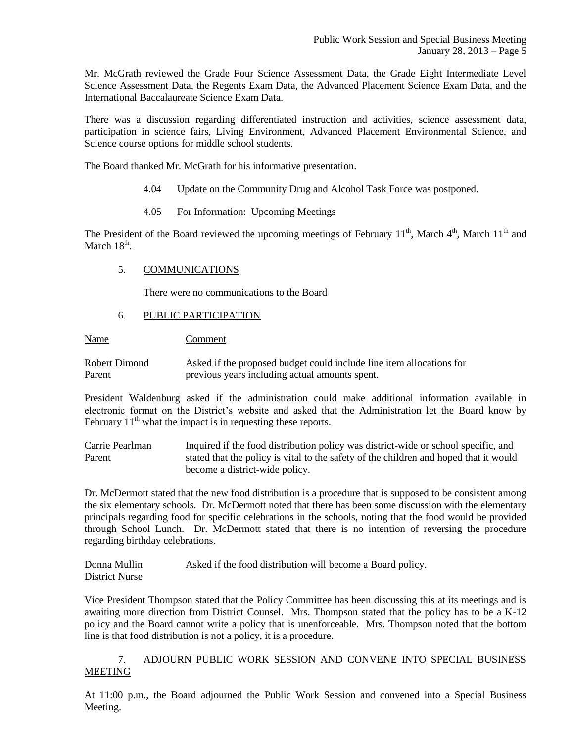Mr. McGrath reviewed the Grade Four Science Assessment Data, the Grade Eight Intermediate Level Science Assessment Data, the Regents Exam Data, the Advanced Placement Science Exam Data, and the International Baccalaureate Science Exam Data.

There was a discussion regarding differentiated instruction and activities, science assessment data, participation in science fairs, Living Environment, Advanced Placement Environmental Science, and Science course options for middle school students.

The Board thanked Mr. McGrath for his informative presentation.

4.04 Update on the Community Drug and Alcohol Task Force was postponed.

4.05 For Information: Upcoming Meetings

The President of the Board reviewed the upcoming meetings of February 11th, March 4th, March 11th and March 18th.

## 5. COMMUNICATIONS

There were no communications to the Board

## 6. PUBLIC PARTICIPATION

| Name | Comment |
|---|---|
| Robert Dimond<br>Parent | Asked if the proposed budget could include line item allocations for previous years including actual amounts spent. |

President Waldenburg asked if the administration could make additional information available in electronic format on the District's website and asked that the Administration let the Board know by February 11th what the impact is in requesting these reports.

| | |
|---|---|
| Carrie Pearlman<br>Parent | Inquired if the food distribution policy was district-wide or school specific, and stated that the policy is vital to the safety of the children and hoped that it would become a district-wide policy. |

Dr. McDermott stated that the new food distribution is a procedure that is supposed to be consistent among the six elementary schools. Dr. McDermott noted that there has been some discussion with the elementary principals regarding food for specific celebrations in the schools, noting that the food would be provided through School Lunch. Dr. McDermott stated that there is no intention of reversing the procedure regarding birthday celebrations.

| | |
|---|---|
| Donna Mullin<br>District Nurse | Asked if the food distribution will become a Board policy. |

Vice President Thompson stated that the Policy Committee has been discussing this at its meetings and is awaiting more direction from District Counsel. Mrs. Thompson stated that the policy has to be a K-12 policy and the Board cannot write a policy that is unenforceable. Mrs. Thompson noted that the bottom line is that food distribution is not a policy, it is a procedure.

## 7. ADJOURN PUBLIC WORK SESSION AND CONVENE INTO SPECIAL BUSINESS MEETING

At 11:00 p.m., the Board adjourned the Public Work Session and convened into a Special Business Meeting.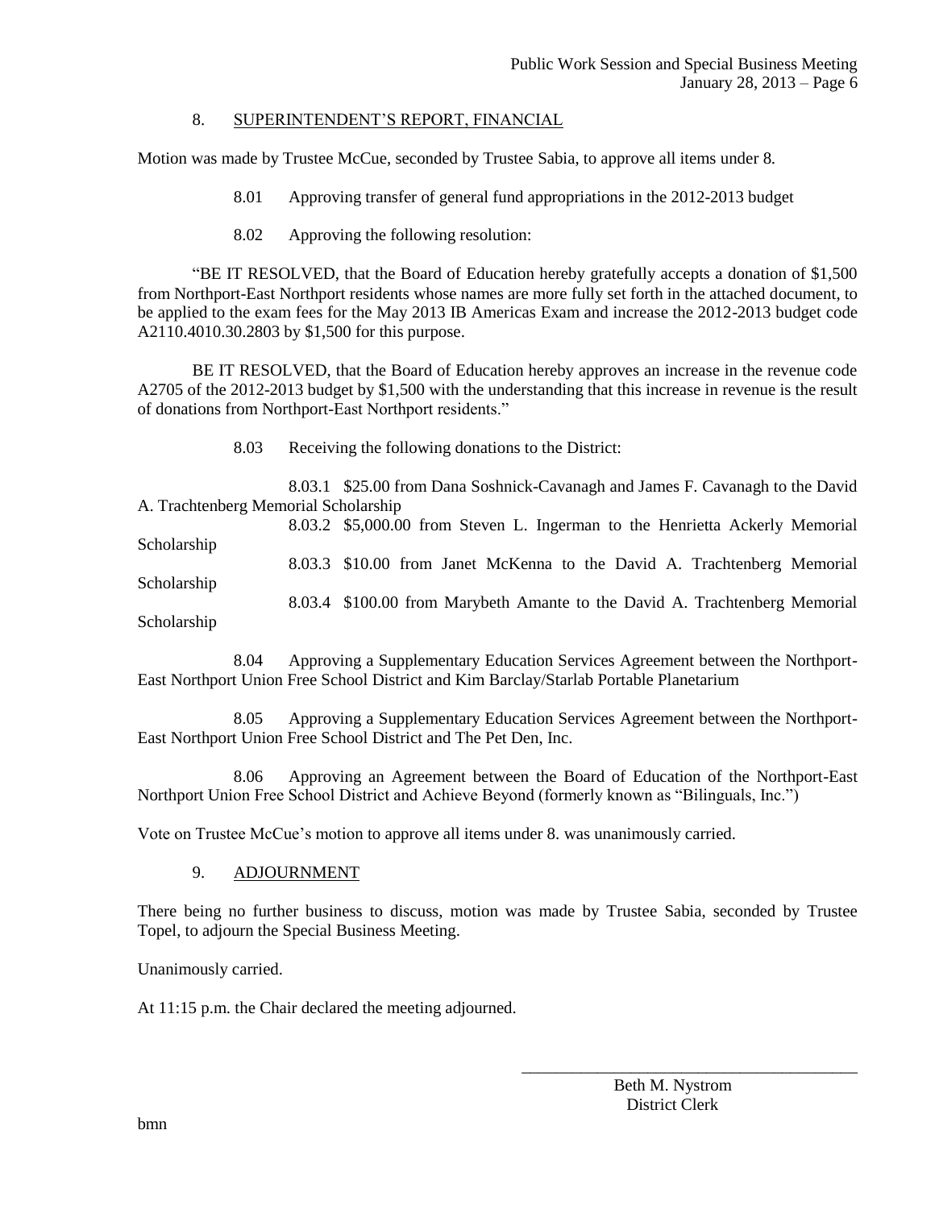## 8. SUPERINTENDENT'S REPORT, FINANCIAL

Motion was made by Trustee McCue, seconded by Trustee Sabia, to approve all items under 8.

8.01 Approving transfer of general fund appropriations in the 2012-2013 budget

8.02 Approving the following resolution:

"BE IT RESOLVED, that the Board of Education hereby gratefully accepts a donation of $1,500 from Northport-East Northport residents whose names are more fully set forth in the attached document, to be applied to the exam fees for the May 2013 IB Americas Exam and increase the 2012-2013 budget code A2110.4010.30.2803 by $1,500 for this purpose.

BE IT RESOLVED, that the Board of Education hereby approves an increase in the revenue code A2705 of the 2012-2013 budget by $1,500 with the understanding that this increase in revenue is the result of donations from Northport-East Northport residents."

8.03 Receiving the following donations to the District:

8.03.1 $25.00 from Dana Soshnick-Cavanagh and James F. Cavanagh to the David A. Trachtenberg Memorial Scholarship

8.03.2 $5,000.00 from Steven L. Ingerman to the Henrietta Ackerly Memorial Scholarship

8.03.3 $10.00 from Janet McKenna to the David A. Trachtenberg Memorial Scholarship

8.03.4 $100.00 from Marybeth Amante to the David A. Trachtenberg Memorial Scholarship

8.04 Approving a Supplementary Education Services Agreement between the Northport-East Northport Union Free School District and Kim Barclay/Starlab Portable Planetarium

8.05 Approving a Supplementary Education Services Agreement between the Northport-East Northport Union Free School District and The Pet Den, Inc.

8.06 Approving an Agreement between the Board of Education of the Northport-East Northport Union Free School District and Achieve Beyond (formerly known as "Bilinguals, Inc.")

Vote on Trustee McCue's motion to approve all items under 8. was unanimously carried.

## 9. ADJOURNMENT

There being no further business to discuss, motion was made by Trustee Sabia, seconded by Trustee Topel, to adjourn the Special Business Meeting.

Unanimously carried.

At 11:15 p.m. the Chair declared the meeting adjourned.

\_\_\_\_\_\_\_\_\_\_\_\_\_\_\_\_\_\_\_\_\_\_\_\_\_\_\_\_\_\_\_\_\_\_\_\_\_\_\_\_

Beth M. Nystrom
District Clerk

bmn